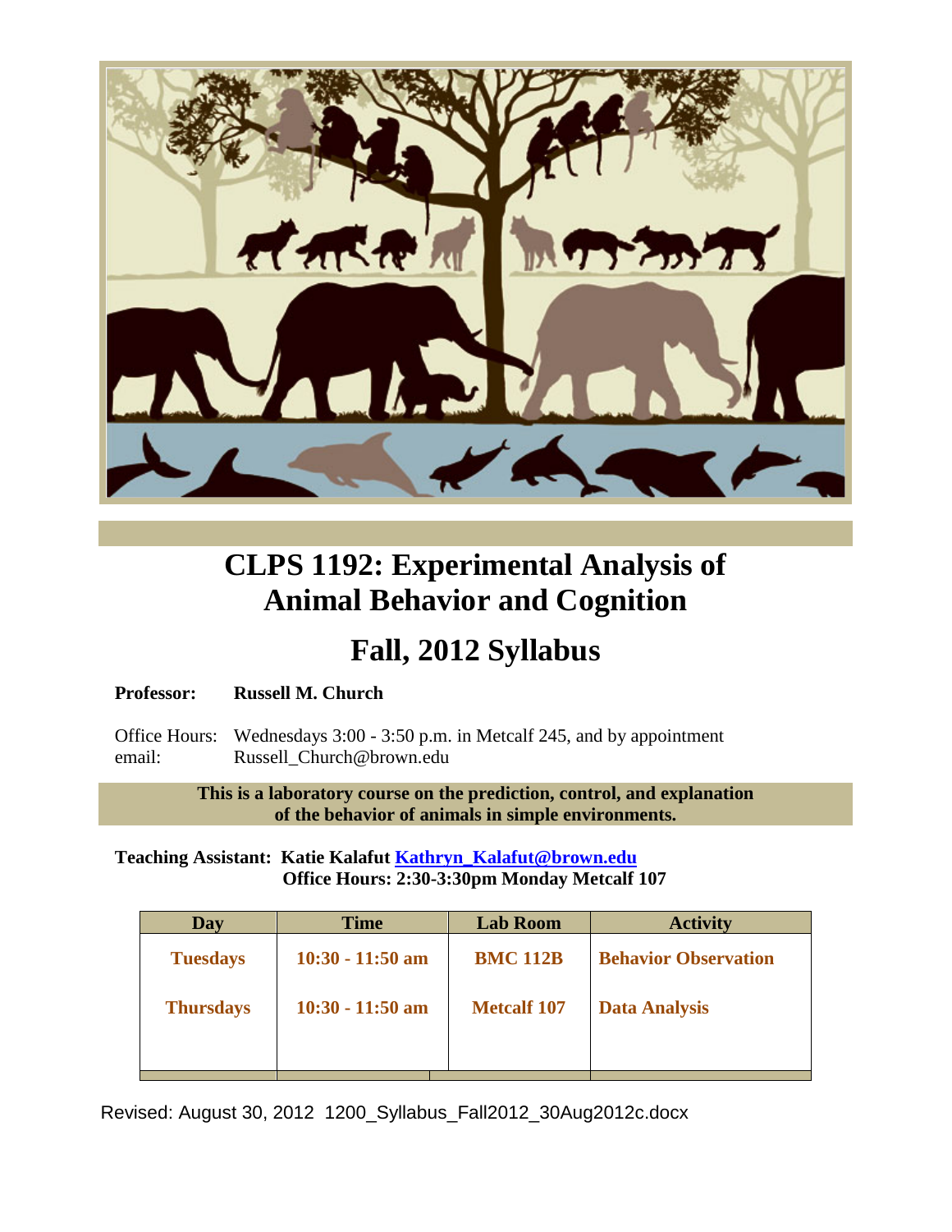# CLPS 1192: Experimental Analysis of Animal Behavior and Cognition

## Fall, 2012 Syllabus

**Professor:** **Russell M. Church**

Office Hours: Wednesdays 3:00 - 3:50 p.m. in Metcalf 245, and by appointment
email: Russell_Church@brown.edu

**This is a laboratory course on the prediction, control, and explanation of the behavior of animals in simple environments.**

**Teaching Assistant: Katie Kalafut [Kathryn_Kalafut@brown.edu](mailto:Kathryn_Kalafut@brown.edu)**
**Office Hours: 2:30-3:30pm Monday Metcalf 107**

| Day | Time | Lab Room | Activity |
|---|---|---|---|
| **Tuesdays** | **10:30 - 11:50 am** | **BMC 112B** | **Behavior Observation** |
| **Thursdays** | **10:30 - 11:50 am** | **Metcalf 107** | **Data Analysis** |

Revised: August 30, 2012 1200_Syllabus_Fall2012_30Aug2012c.docx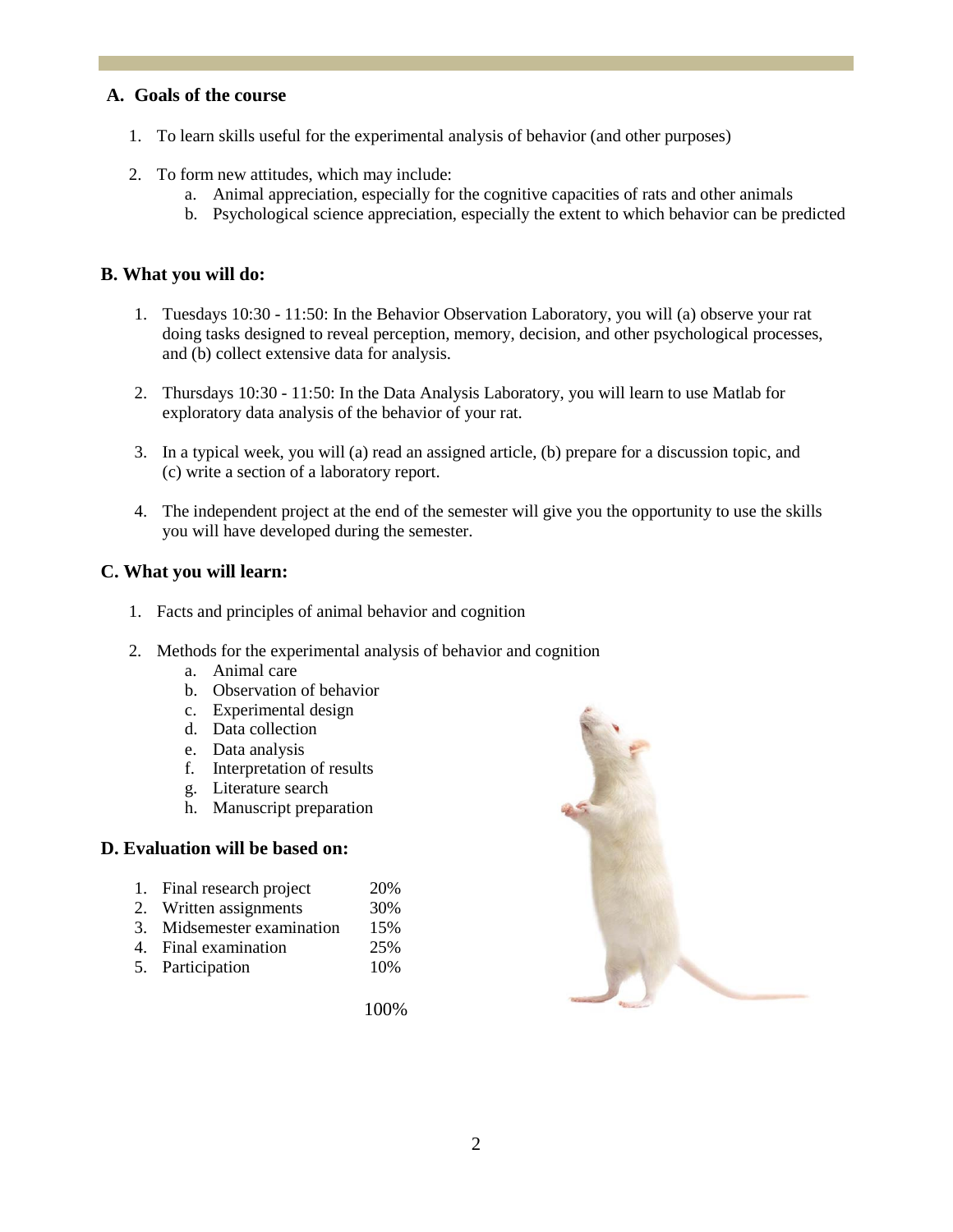## A. Goals of the course

1. To learn skills useful for the experimental analysis of behavior (and other purposes)

2. To form new attitudes, which may include:
    a. Animal appreciation, especially for the cognitive capacities of rats and other animals
    b. Psychological science appreciation, especially the extent to which behavior can be predicted

## B. What you will do:

1. Tuesdays 10:30 - 11:50: In the Behavior Observation Laboratory, you will (a) observe your rat doing tasks designed to reveal perception, memory, decision, and other psychological processes, and (b) collect extensive data for analysis.

2. Thursdays 10:30 - 11:50: In the Data Analysis Laboratory, you will learn to use Matlab for exploratory data analysis of the behavior of your rat.

3. In a typical week, you will (a) read an assigned article, (b) prepare for a discussion topic, and (c) write a section of a laboratory report.

4. The independent project at the end of the semester will give you the opportunity to use the skills you will have developed during the semester.

## C. What you will learn:

1. Facts and principles of animal behavior and cognition

2. Methods for the experimental analysis of behavior and cognition
    a. Animal care
    b. Observation of behavior
    c. Experimental design
    d. Data collection
    e. Data analysis
    f. Interpretation of results
    g. Literature search
    h. Manuscript preparation

## D. Evaluation will be based on:

| | |
|---|---|
| 1. Final research project | 20% |
| 2. Written assignments | 30% |
| 3. Midsemester examination | 15% |
| 4. Final examination | 25% |
| 5. Participation | 10% |
| | 100% |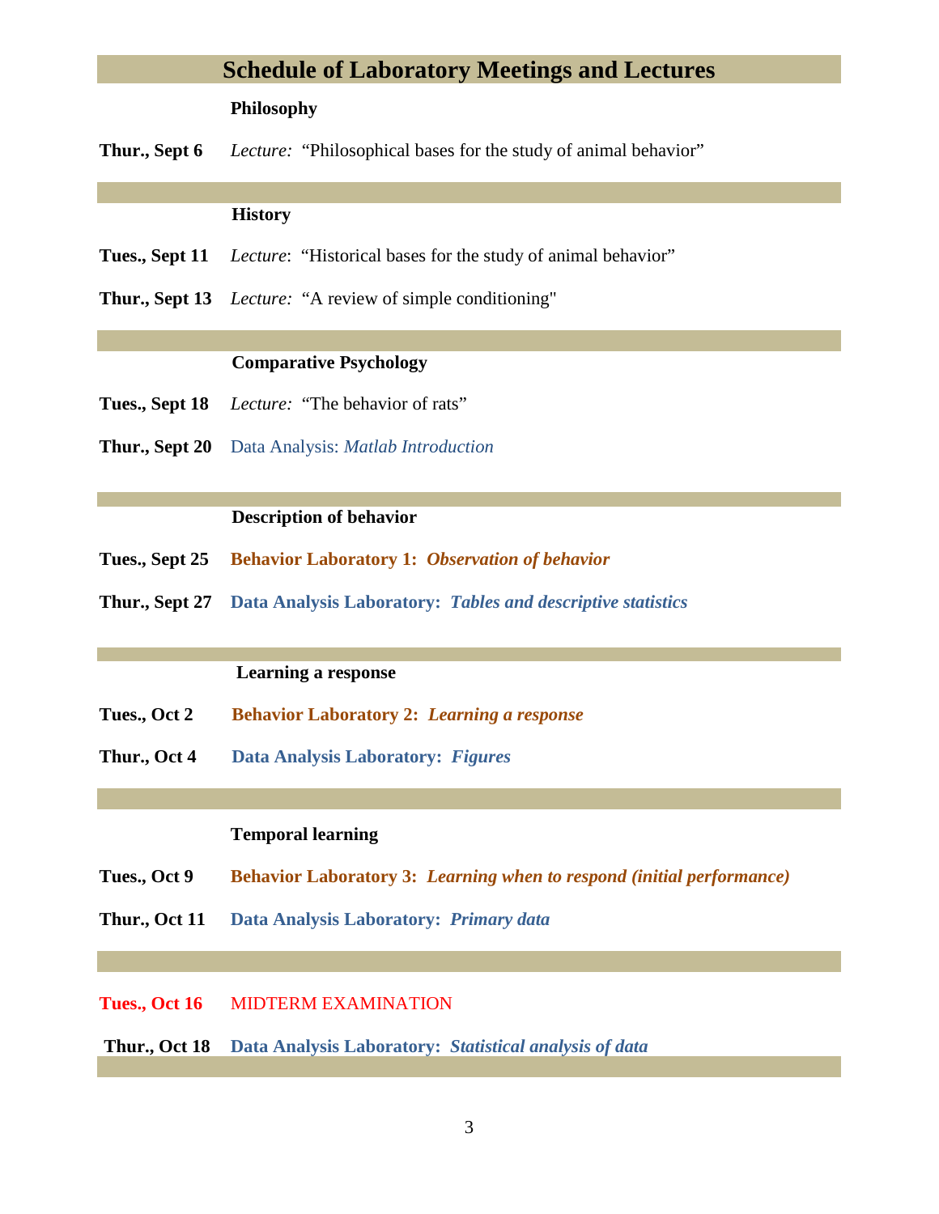# Schedule of Laboratory Meetings and Lectures

### Philosophy

**Thur., Sept 6** *Lecture:* "Philosophical bases for the study of animal behavior"

### History

**Tues., Sept 11** *Lecture*: "Historical bases for the study of animal behavior"

**Thur., Sept 13** *Lecture:* "A review of simple conditioning"

### Comparative Psychology

**Tues., Sept 18** *Lecture:* "The behavior of rats"

**Thur., Sept 20** Data Analysis: *Matlab Introduction*

### Description of behavior

**Tues., Sept 25** **Behavior Laboratory 1:** ***Observation of behavior***

**Thur., Sept 27** **Data Analysis Laboratory:** ***Tables and descriptive statistics***

### Learning a response

**Tues., Oct 2** **Behavior Laboratory 2:** ***Learning a response***

**Thur., Oct 4** **Data Analysis Laboratory:** ***Figures***

### Temporal learning

**Tues., Oct 9** **Behavior Laboratory 3:** ***Learning when to respond (initial performance)***

**Thur., Oct 11** **Data Analysis Laboratory:** ***Primary data***

**Tues., Oct 16** MIDTERM EXAMINATION

**Thur., Oct 18** **Data Analysis Laboratory:** ***Statistical analysis of data***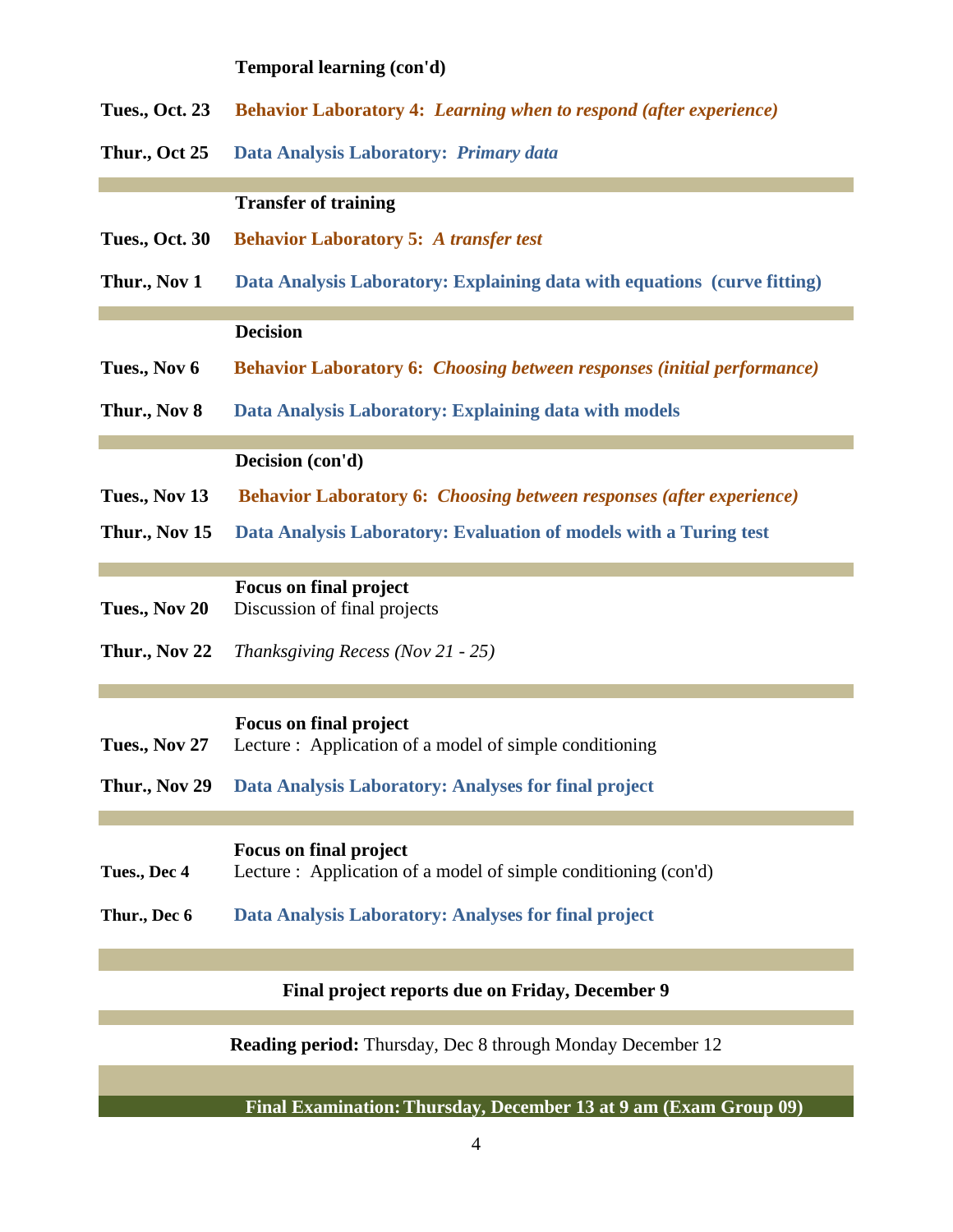**Temporal learning (con'd)**

**Tues., Oct. 23** **Behavior Laboratory 4:** ***Learning when to respond (after experience)***

**Thur., Oct 25** **Data Analysis Laboratory:** ***Primary data***

---

**Transfer of training**

**Tues., Oct. 30** **Behavior Laboratory 5:** ***A transfer test***

**Thur., Nov 1** **Data Analysis Laboratory: Explaining data with equations (curve fitting)**

---

**Decision**

**Tues., Nov 6** **Behavior Laboratory 6:** ***Choosing between responses (initial performance)***

**Thur., Nov 8** **Data Analysis Laboratory: Explaining data with models**

---

**Decision (con'd)**

**Tues., Nov 13** **Behavior Laboratory 6:** ***Choosing between responses (after experience)***

**Thur., Nov 15** **Data Analysis Laboratory: Evaluation of models with a Turing test**

---

**Focus on final project**

**Tues., Nov 20** Discussion of final projects

**Thur., Nov 22** *Thanksgiving Recess (Nov 21 - 25)*

---

**Focus on final project**

**Tues., Nov 27** Lecture : Application of a model of simple conditioning

**Thur., Nov 29** **Data Analysis Laboratory: Analyses for final project**

---

**Focus on final project**

**Tues., Dec 4** Lecture : Application of a model of simple conditioning (con'd)

**Thur., Dec 6** **Data Analysis Laboratory: Analyses for final project**

---

**Final project reports due on Friday, December 9**

---

**Reading period:** Thursday, Dec 8 through Monday December 12

---

**Final Examination: Thursday, December 13 at 9 am (Exam Group 09)**